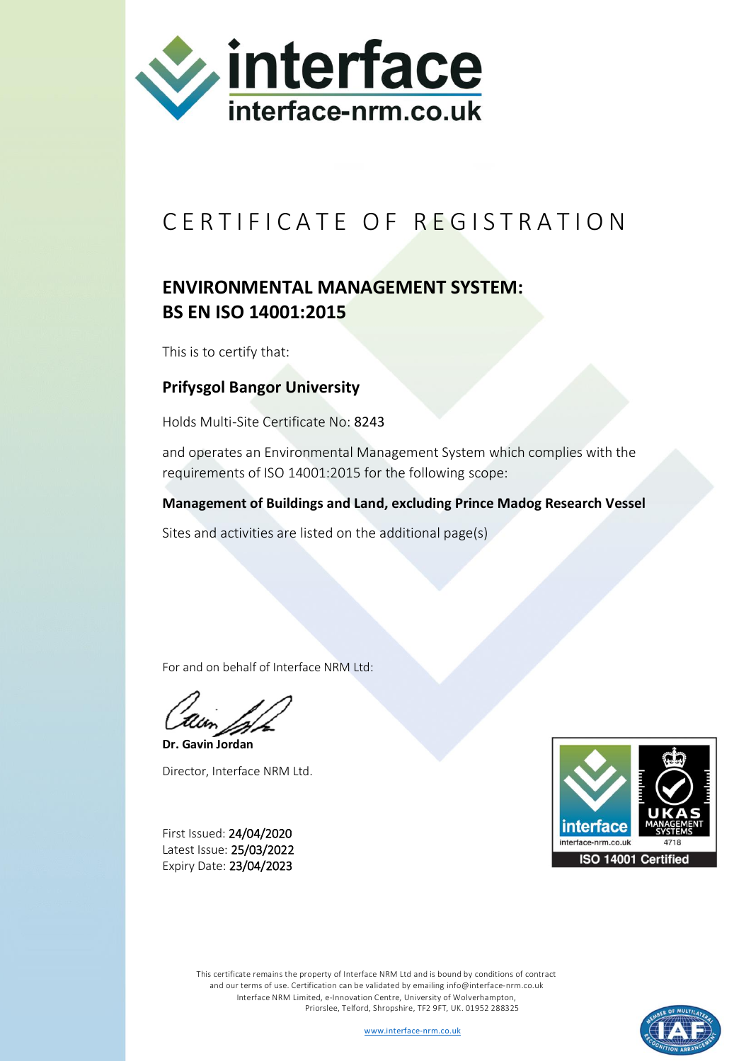interface
interface-nrm.co.uk

# CERTIFICATE OF REGISTRATION

## ENVIRONMENTAL MANAGEMENT SYSTEM: BS EN ISO 14001:2015

This is to certify that:

### Prifysgol Bangor University

Holds Multi-Site Certificate No: 8243

and operates an Environmental Management System which complies with the requirements of ISO 14001:2015 for the following scope:

**Management of Buildings and Land, excluding Prince Madog Research Vessel**

Sites and activities are listed on the additional page(s)

For and on behalf of Interface NRM Ltd:

**Dr. Gavin Jordan**

Director, Interface NRM Ltd.

First Issued: 24/04/2020
Latest Issue: 25/03/2022
Expiry Date: 23/04/2023

interface
interface-nrm.co.uk
UKAS MANAGEMENT SYSTEMS
4718
ISO 14001 Certified

This certificate remains the property of Interface NRM Ltd and is bound by conditions of contract and our terms of use. Certification can be validated by emailing info@interface-nrm.co.uk
Interface NRM Limited, e-Innovation Centre, University of Wolverhampton, Priorslee, Telford, Shropshire, TF2 9FT, UK. 01952 288325

www.interface-nrm.co.uk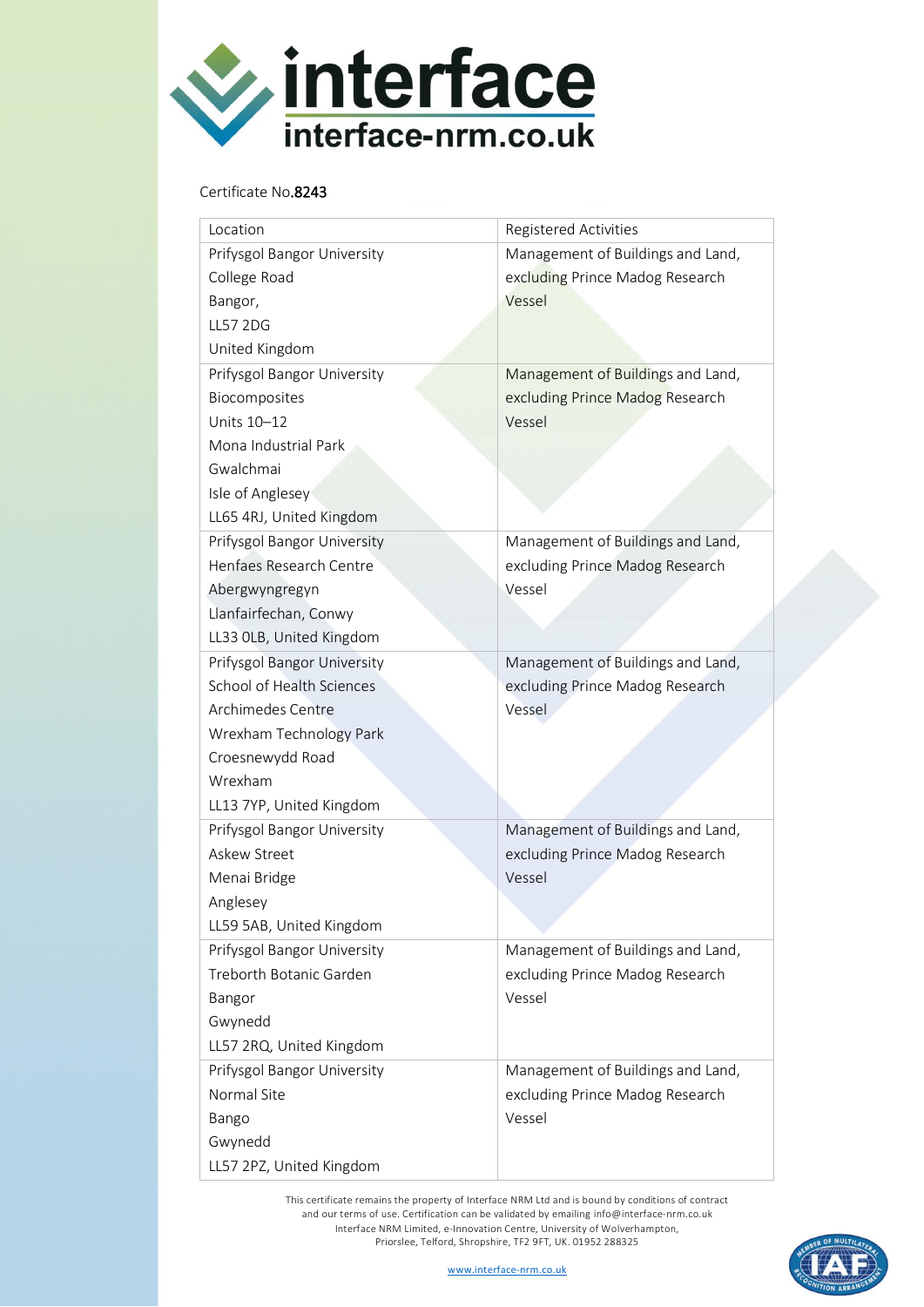interface
interface-nrm.co.uk

Certificate No.**8243**

| Location | Registered Activities |
|---|---|
| Prifysgol Bangor University<br>College Road<br>Bangor,<br>LL57 2DG<br>United Kingdom | Management of Buildings and Land, excluding Prince Madog Research Vessel |
| Prifysgol Bangor University<br>Biocomposites<br>Units 10–12<br>Mona Industrial Park<br>Gwalchmai<br>Isle of Anglesey<br>LL65 4RJ, United Kingdom | Management of Buildings and Land, excluding Prince Madog Research Vessel |
| Prifysgol Bangor University<br>Henfaes Research Centre<br>Abergwyngregyn<br>Llanfairfechan, Conwy<br>LL33 0LB, United Kingdom | Management of Buildings and Land, excluding Prince Madog Research Vessel |
| Prifysgol Bangor University<br>School of Health Sciences<br>Archimedes Centre<br>Wrexham Technology Park<br>Croesnewydd Road<br>Wrexham<br>LL13 7YP, United Kingdom | Management of Buildings and Land, excluding Prince Madog Research Vessel |
| Prifysgol Bangor University<br>Askew Street<br>Menai Bridge<br>Anglesey<br>LL59 5AB, United Kingdom | Management of Buildings and Land, excluding Prince Madog Research Vessel |
| Prifysgol Bangor University<br>Treborth Botanic Garden<br>Bangor<br>Gwynedd<br>LL57 2RQ, United Kingdom | Management of Buildings and Land, excluding Prince Madog Research Vessel |
| Prifysgol Bangor University<br>Normal Site<br>Bango<br>Gwynedd<br>LL57 2PZ, United Kingdom | Management of Buildings and Land, excluding Prince Madog Research Vessel |

This certificate remains the property of Interface NRM Ltd and is bound by conditions of contract and our terms of use. Certification can be validated by emailing info@interface-nrm.co.uk
Interface NRM Limited, e-Innovation Centre, University of Wolverhampton, Priorslee, Telford, Shropshire, TF2 9FT, UK. 01952 288325

www.interface-nrm.co.uk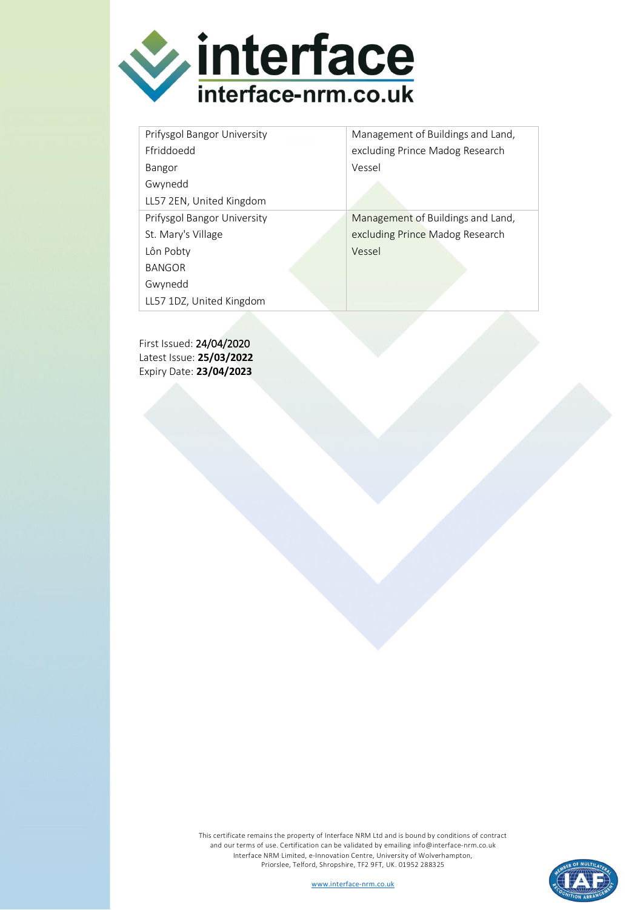| | |
|---|---|
| Prifysgol Bangor University<br>Ffriddoedd<br>Bangor<br>Gwynedd<br>LL57 2EN, United Kingdom | Management of Buildings and Land, excluding Prince Madog Research Vessel |
| Prifysgol Bangor University<br>St. Mary's Village<br>Lôn Pobty<br>BANGOR<br>Gwynedd<br>LL57 1DZ, United Kingdom | Management of Buildings and Land, excluding Prince Madog Research Vessel |

First Issued: **24/04/2020**
Latest Issue: **25/03/2022**
Expiry Date: **23/04/2023**

This certificate remains the property of Interface NRM Ltd and is bound by conditions of contract and our terms of use. Certification can be validated by emailing info@interface-nrm.co.uk
Interface NRM Limited, e-Innovation Centre, University of Wolverhampton, Priorslee, Telford, Shropshire, TF2 9FT, UK. 01952 288325

www.interface-nrm.co.uk